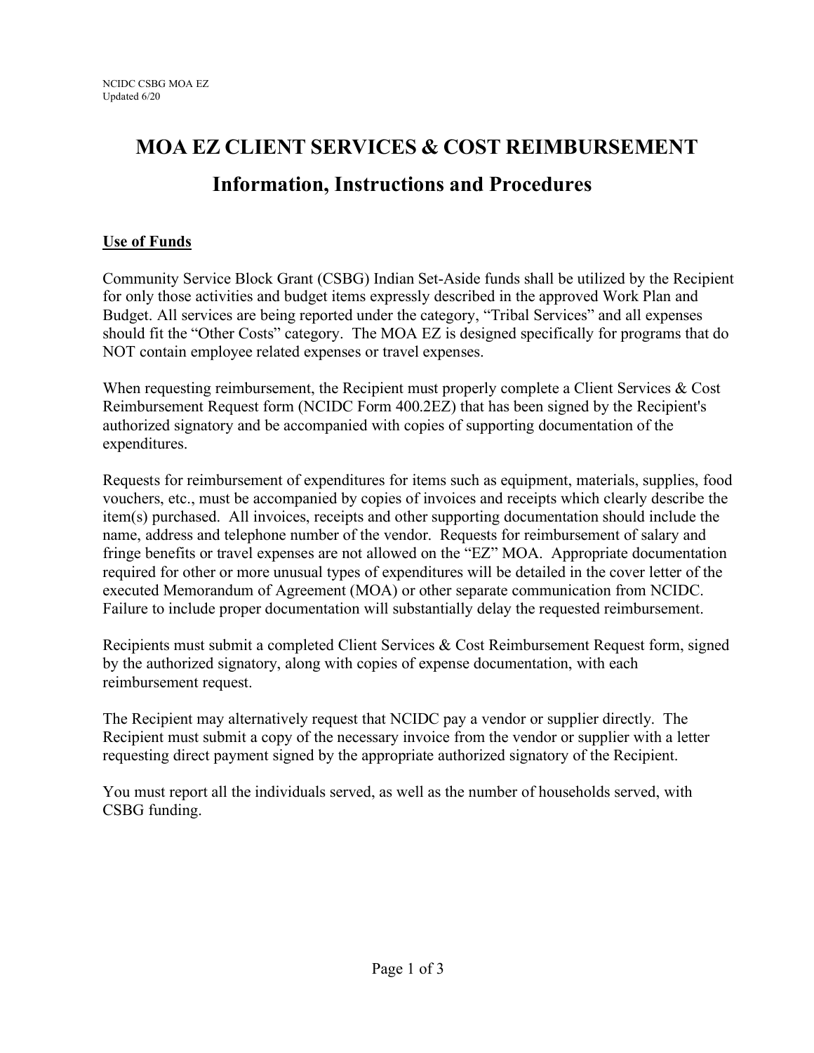# MOA EZ CLIENT SERVICES & COST REIMBURSEMENT

## Information, Instructions and Procedures

**Use of Funds**

Community Service Block Grant (CSBG) Indian Set-Aside funds shall be utilized by the Recipient for only those activities and budget items expressly described in the approved Work Plan and Budget. All services are being reported under the category, "Tribal Services" and all expenses should fit the "Other Costs" category. The MOA EZ is designed specifically for programs that do NOT contain employee related expenses or travel expenses.

When requesting reimbursement, the Recipient must properly complete a Client Services & Cost Reimbursement Request form (NCIDC Form 400.2EZ) that has been signed by the Recipient's authorized signatory and be accompanied with copies of supporting documentation of the expenditures.

Requests for reimbursement of expenditures for items such as equipment, materials, supplies, food vouchers, etc., must be accompanied by copies of invoices and receipts which clearly describe the item(s) purchased. All invoices, receipts and other supporting documentation should include the name, address and telephone number of the vendor. Requests for reimbursement of salary and fringe benefits or travel expenses are not allowed on the "EZ" MOA. Appropriate documentation required for other or more unusual types of expenditures will be detailed in the cover letter of the executed Memorandum of Agreement (MOA) or other separate communication from NCIDC. Failure to include proper documentation will substantially delay the requested reimbursement.

Recipients must submit a completed Client Services & Cost Reimbursement Request form, signed by the authorized signatory, along with copies of expense documentation, with each reimbursement request.

The Recipient may alternatively request that NCIDC pay a vendor or supplier directly. The Recipient must submit a copy of the necessary invoice from the vendor or supplier with a letter requesting direct payment signed by the appropriate authorized signatory of the Recipient.

You must report all the individuals served, as well as the number of households served, with CSBG funding.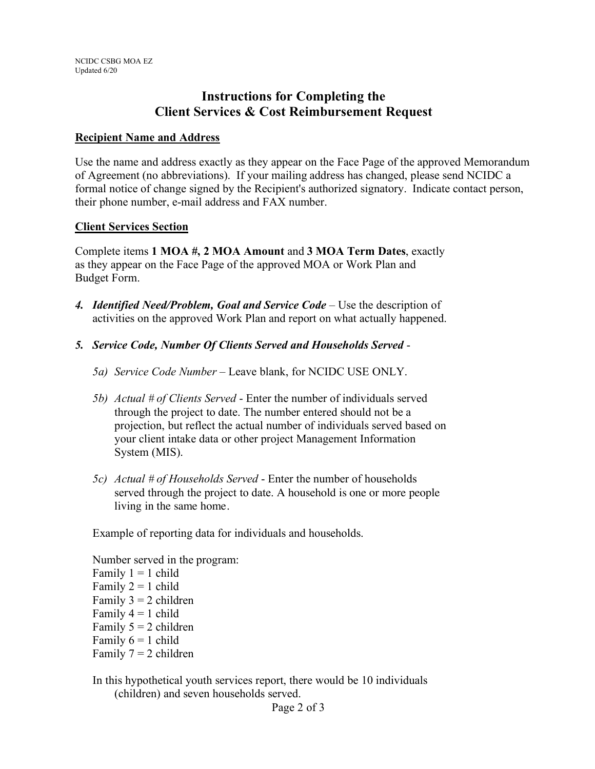NCIDC CSBG MOA EZ
Updated 6/20

# Instructions for Completing the Client Services & Cost Reimbursement Request

## Recipient Name and Address

Use the name and address exactly as they appear on the Face Page of the approved Memorandum of Agreement (no abbreviations). If your mailing address has changed, please send NCIDC a formal notice of change signed by the Recipient's authorized signatory. Indicate contact person, their phone number, e-mail address and FAX number.

## Client Services Section

Complete items **1 MOA #, 2 MOA Amount** and **3 MOA Term Dates**, exactly as they appear on the Face Page of the approved MOA or Work Plan and Budget Form.

4. ***Identified Need/Problem, Goal and Service Code*** – Use the description of activities on the approved Work Plan and report on what actually happened.

5. ***Service Code, Number Of Clients Served and Households Served*** -

   5a) *Service Code Number* – Leave blank, for NCIDC USE ONLY.

   5b) *Actual # of Clients Served* - Enter the number of individuals served through the project to date. The number entered should not be a projection, but reflect the actual number of individuals served based on your client intake data or other project Management Information System (MIS).

   5c) *Actual # of Households Served* - Enter the number of households served through the project to date. A household is one or more people living in the same home.

   Example of reporting data for individuals and households.

   Number served in the program:
   Family 1 = 1 child
   Family 2 = 1 child
   Family 3 = 2 children
   Family 4 = 1 child
   Family 5 = 2 children
   Family 6 = 1 child
   Family 7 = 2 children

   In this hypothetical youth services report, there would be 10 individuals (children) and seven households served.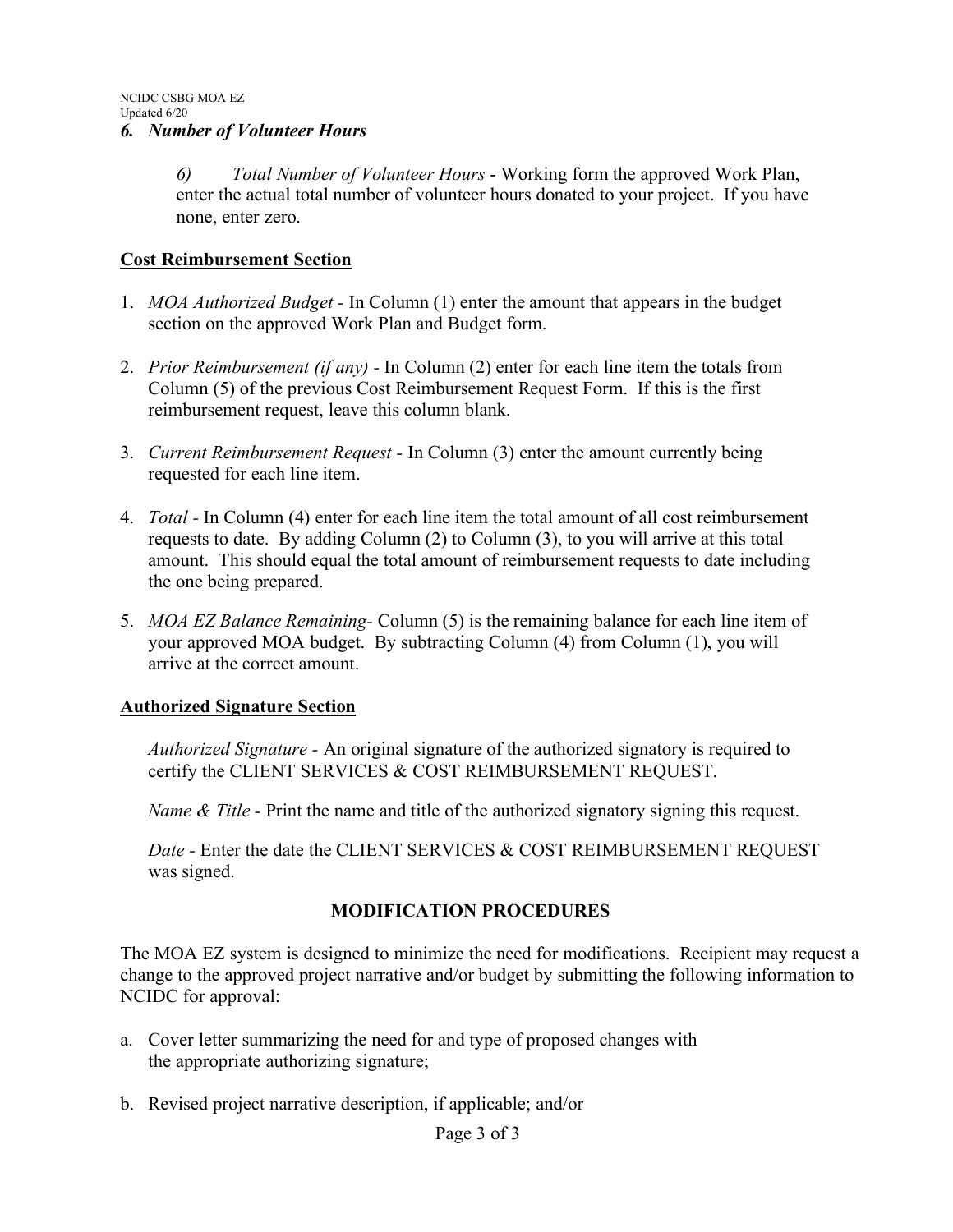### *6. Number of Volunteer Hours*

> *6)* *Total Number of Volunteer Hours* - Working form the approved Work Plan, enter the actual total number of volunteer hours donated to your project. If you have none, enter zero.

**<u>Cost Reimbursement Section</u>**

1. *MOA Authorized Budget* - In Column (1) enter the amount that appears in the budget section on the approved Work Plan and Budget form.

2. *Prior Reimbursement (if any)* - In Column (2) enter for each line item the totals from Column (5) of the previous Cost Reimbursement Request Form. If this is the first reimbursement request, leave this column blank.

3. *Current Reimbursement Request* - In Column (3) enter the amount currently being requested for each line item.

4. *Total* - In Column (4) enter for each line item the total amount of all cost reimbursement requests to date. By adding Column (2) to Column (3), to you will arrive at this total amount. This should equal the total amount of reimbursement requests to date including the one being prepared.

5. *MOA EZ Balance Remaining*- Column (5) is the remaining balance for each line item of your approved MOA budget. By subtracting Column (4) from Column (1), you will arrive at the correct amount.

**<u>Authorized Signature Section</u>**

*Authorized Signature* - An original signature of the authorized signatory is required to certify the CLIENT SERVICES & COST REIMBURSEMENT REQUEST.

*Name & Title* - Print the name and title of the authorized signatory signing this request.

*Date* - Enter the date the CLIENT SERVICES & COST REIMBURSEMENT REQUEST was signed.

## MODIFICATION PROCEDURES

The MOA EZ system is designed to minimize the need for modifications. Recipient may request a change to the approved project narrative and/or budget by submitting the following information to NCIDC for approval:

a. Cover letter summarizing the need for and type of proposed changes with the appropriate authorizing signature;

b. Revised project narrative description, if applicable; and/or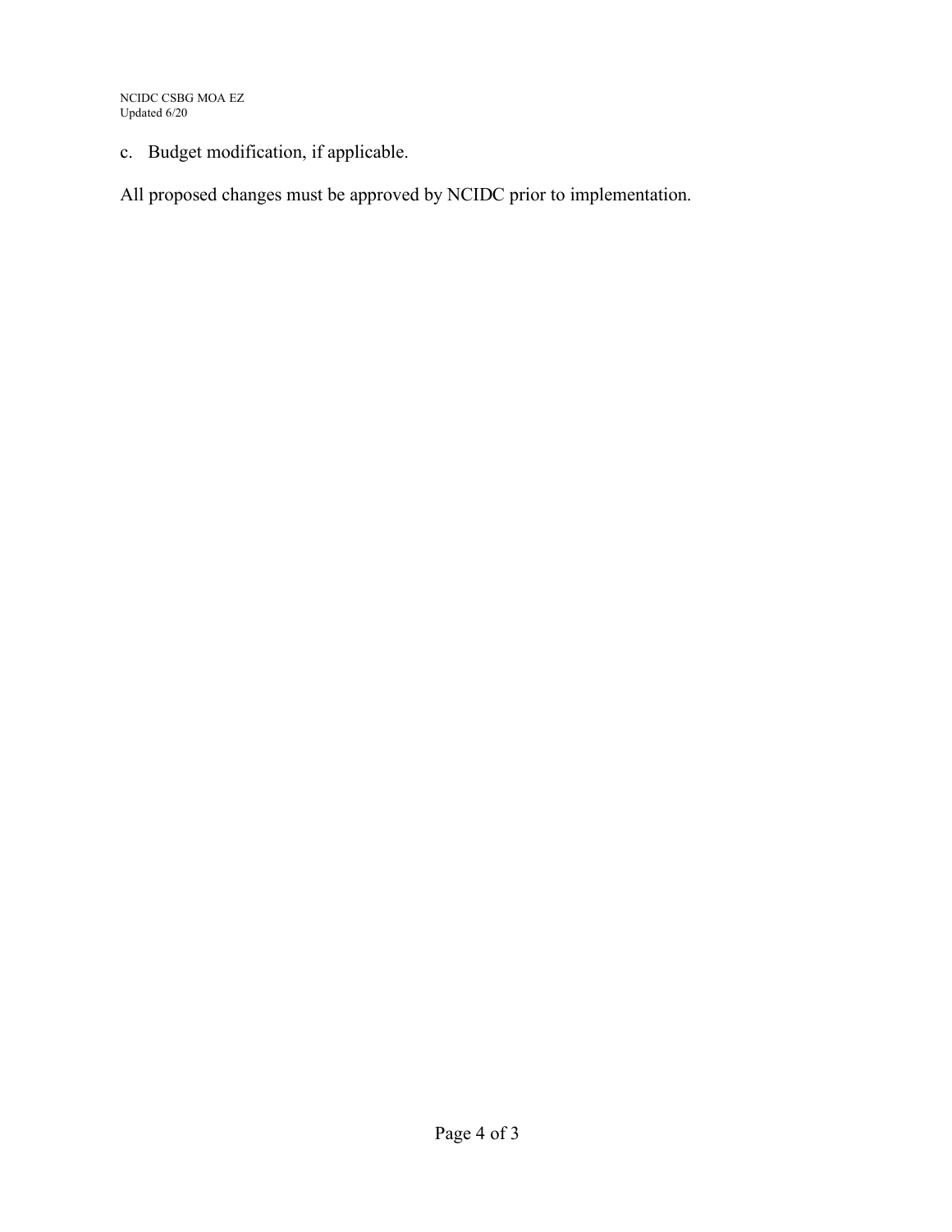c. Budget modification, if applicable.

All proposed changes must be approved by NCIDC prior to implementation.